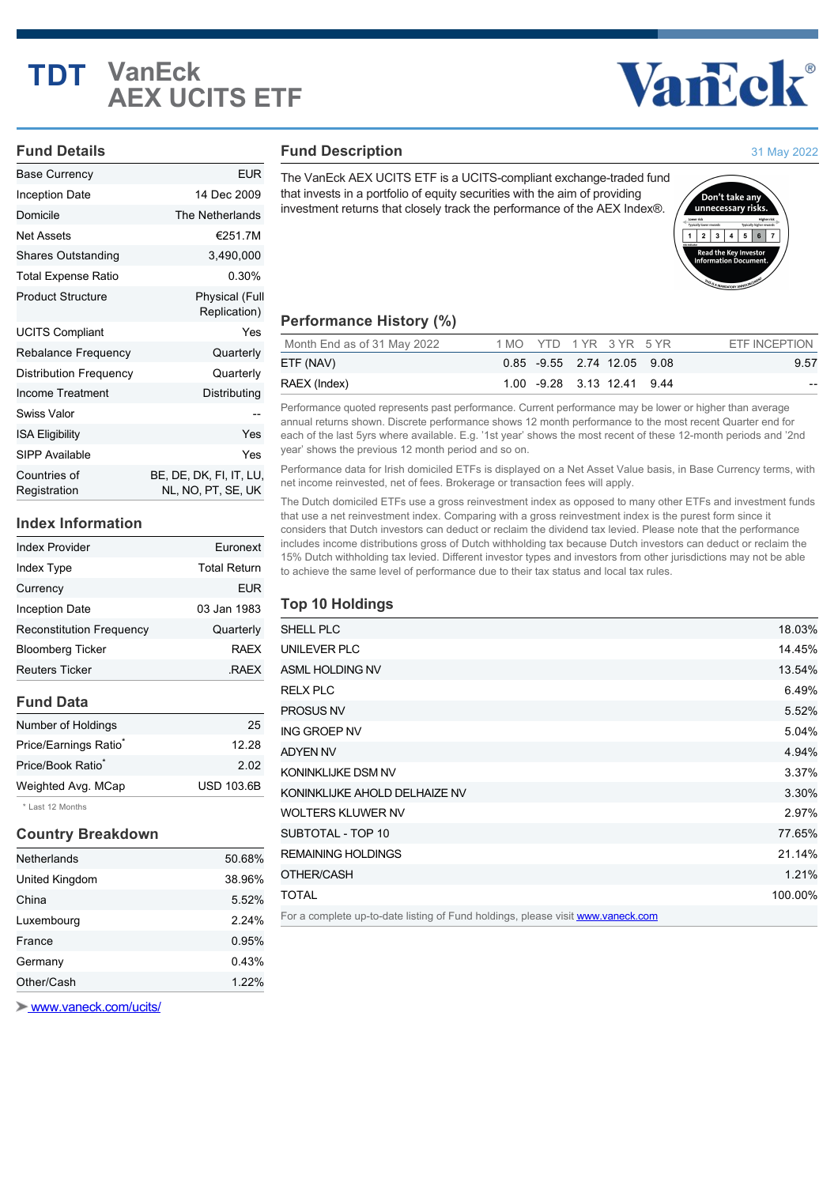# TDT VanEck AEX UCITS ETF

## Fund Details

| | |
|---|---|
| Base Currency | EUR |
| Inception Date | 14 Dec 2009 |
| Domicile | The Netherlands |
| Net Assets | €251.7M |
| Shares Outstanding | 3,490,000 |
| Total Expense Ratio | 0.30% |
| Product Structure | Physical (Full Replication) |
| UCITS Compliant | Yes |
| Rebalance Frequency | Quarterly |
| Distribution Frequency | Quarterly |
| Income Treatment | Distributing |
| Swiss Valor | -- |
| ISA Eligibility | Yes |
| SIPP Available | Yes |
| Countries of Registration | BE, DE, DK, FI, IT, LU, NL, NO, PT, SE, UK |

## Index Information

| | |
|---|---|
| Index Provider | Euronext |
| Index Type | Total Return |
| Currency | EUR |
| Inception Date | 03 Jan 1983 |
| Reconstitution Frequency | Quarterly |
| Bloomberg Ticker | RAEX |
| Reuters Ticker | .RAEX |

## Fund Data

| | |
|---|---|
| Number of Holdings | 25 |
| Price/Earnings Ratio* | 12.28 |
| Price/Book Ratio* | 2.02 |
| Weighted Avg. MCap | USD 103.6B |

* Last 12 Months

## Country Breakdown

| | |
|---|---|
| Netherlands | 50.68% |
| United Kingdom | 38.96% |
| China | 5.52% |
| Luxembourg | 2.24% |
| France | 0.95% |
| Germany | 0.43% |
| Other/Cash | 1.22% |

www.vaneck.com/ucits/

## Fund Description

31 May 2022

The VanEck AEX UCITS ETF is a UCITS-compliant exchange-traded fund that invests in a portfolio of equity securities with the aim of providing investment returns that closely track the performance of the AEX Index®.

Don't take any unnecessary risks. Read the Key Investor Information Document.

## Performance History (%)

| Month End as of 31 May 2022 | 1 MO | YTD | 1 YR | 3 YR | 5 YR | ETF INCEPTION |
|---|---|---|---|---|---|---|
| ETF (NAV) | 0.85 | -9.55 | 2.74 | 12.05 | 9.08 | 9.57 |
| RAEX (Index) | 1.00 | -9.28 | 3.13 | 12.41 | 9.44 | -- |

Performance quoted represents past performance. Current performance may be lower or higher than average annual returns shown. Discrete performance shows 12 month performance to the most recent Quarter end for each of the last 5yrs where available. E.g. '1st year' shows the most recent of these 12-month periods and '2nd year' shows the previous 12 month period and so on.

Performance data for Irish domiciled ETFs is displayed on a Net Asset Value basis, in Base Currency terms, with net income reinvested, net of fees. Brokerage or transaction fees will apply.

The Dutch domiciled ETFs use a gross reinvestment index as opposed to many other ETFs and investment funds that use a net reinvestment index. Comparing with a gross reinvestment index is the purest form since it considers that Dutch investors can deduct or reclaim the dividend tax levied. Please note that the performance includes income distributions gross of Dutch withholding tax because Dutch investors can deduct or reclaim the 15% Dutch withholding tax levied. Different investor types and investors from other jurisdictions may not be able to achieve the same level of performance due to their tax status and local tax rules.

## Top 10 Holdings

| | |
|---|---|
| SHELL PLC | 18.03% |
| UNILEVER PLC | 14.45% |
| ASML HOLDING NV | 13.54% |
| RELX PLC | 6.49% |
| PROSUS NV | 5.52% |
| ING GROEP NV | 5.04% |
| ADYEN NV | 4.94% |
| KONINKLIJKE DSM NV | 3.37% |
| KONINKLIJKE AHOLD DELHAIZE NV | 3.30% |
| WOLTERS KLUWER NV | 2.97% |
| SUBTOTAL - TOP 10 | 77.65% |
| REMAINING HOLDINGS | 21.14% |
| OTHER/CASH | 1.21% |
| TOTAL | 100.00% |

For a complete up-to-date listing of Fund holdings, please visit www.vaneck.com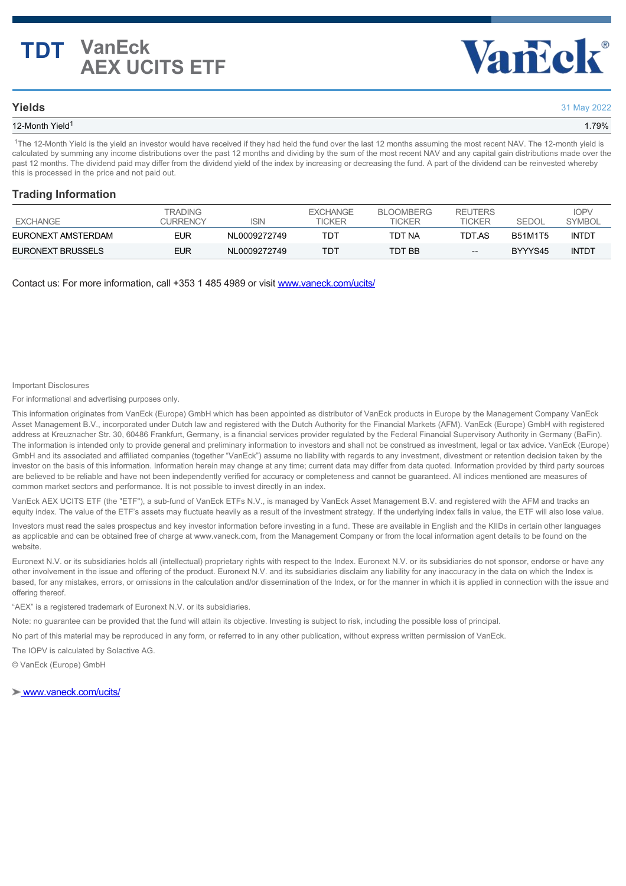# TDT VanEck AEX UCITS ETF

## Yields

31 May 2022

| | |
|---|---|
| 12-Month Yield[1] | 1.79% |

[1]The 12-Month Yield is the yield an investor would have received if they had held the fund over the last 12 months assuming the most recent NAV. The 12-month yield is calculated by summing any income distributions over the past 12 months and dividing by the sum of the most recent NAV and any capital gain distributions made over the past 12 months. The dividend paid may differ from the dividend yield of the index by increasing or decreasing the fund. A part of the dividend can be reinvested whereby this is processed in the price and not paid out.

## Trading Information

| EXCHANGE | TRADING CURRENCY | ISIN | EXCHANGE TICKER | BLOOMBERG TICKER | REUTERS TICKER | SEDOL | IOPV SYMBOL |
|---|---|---|---|---|---|---|---|
| EURONEXT AMSTERDAM | EUR | NL0009272749 | TDT | TDT NA | TDT.AS | B51M1T5 | INTDT |
| EURONEXT BRUSSELS | EUR | NL0009272749 | TDT | TDT BB | -- | BYYYS45 | INTDT |

Contact us: For more information, call +353 1 485 4989 or visit www.vaneck.com/ucits/

Important Disclosures

For informational and advertising purposes only.

This information originates from VanEck (Europe) GmbH which has been appointed as distributor of VanEck products in Europe by the Management Company VanEck Asset Management B.V., incorporated under Dutch law and registered with the Dutch Authority for the Financial Markets (AFM). VanEck (Europe) GmbH with registered address at Kreuznacher Str. 30, 60486 Frankfurt, Germany, is a financial services provider regulated by the Federal Financial Supervisory Authority in Germany (BaFin). The information is intended only to provide general and preliminary information to investors and shall not be construed as investment, legal or tax advice. VanEck (Europe) GmbH and its associated and affiliated companies (together "VanEck") assume no liability with regards to any investment, divestment or retention decision taken by the investor on the basis of this information. Information herein may change at any time; current data may differ from data quoted. Information provided by third party sources are believed to be reliable and have not been independently verified for accuracy or completeness and cannot be guaranteed. All indices mentioned are measures of common market sectors and performance. It is not possible to invest directly in an index.

VanEck AEX UCITS ETF (the "ETF"), a sub-fund of VanEck ETFs N.V., is managed by VanEck Asset Management B.V. and registered with the AFM and tracks an equity index. The value of the ETF's assets may fluctuate heavily as a result of the investment strategy. If the underlying index falls in value, the ETF will also lose value.

Investors must read the sales prospectus and key investor information before investing in a fund. These are available in English and the KIIDs in certain other languages as applicable and can be obtained free of charge at www.vaneck.com, from the Management Company or from the local information agent details to be found on the website.

Euronext N.V. or its subsidiaries holds all (intellectual) proprietary rights with respect to the Index. Euronext N.V. or its subsidiaries do not sponsor, endorse or have any other involvement in the issue and offering of the product. Euronext N.V. and its subsidiaries disclaim any liability for any inaccuracy in the data on which the Index is based, for any mistakes, errors, or omissions in the calculation and/or dissemination of the Index, or for the manner in which it is applied in connection with the issue and offering thereof.

"AEX" is a registered trademark of Euronext N.V. or its subsidiaries.

Note: no guarantee can be provided that the fund will attain its objective. Investing is subject to risk, including the possible loss of principal.

No part of this material may be reproduced in any form, or referred to in any other publication, without express written permission of VanEck.

The IOPV is calculated by Solactive AG.

© VanEck (Europe) GmbH

www.vaneck.com/ucits/